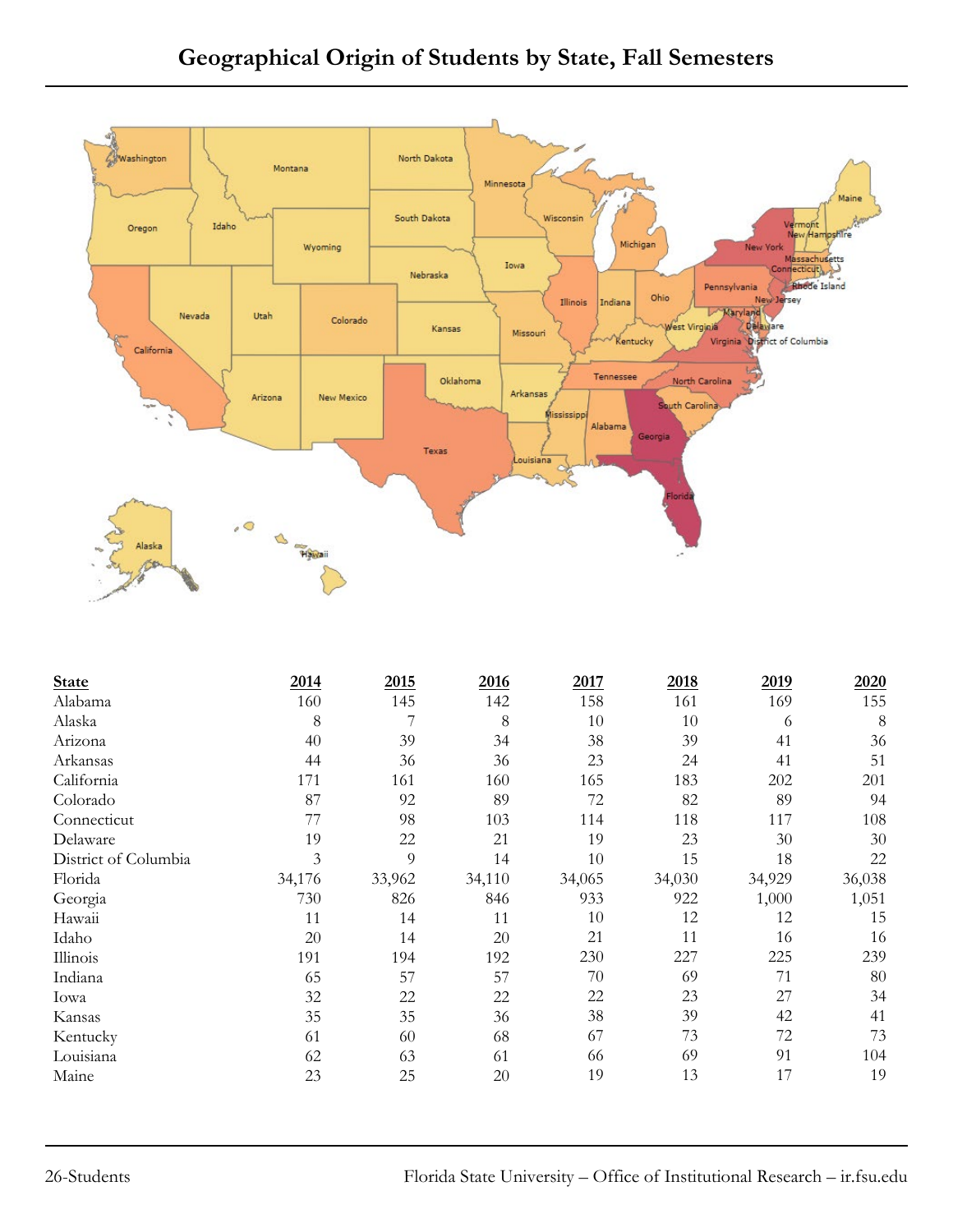# Geographical Origin of Students by State, Fall Semesters

| State | 2014 | 2015 | 2016 | 2017 | 2018 | 2019 | 2020 |
|---|---|---|---|---|---|---|---|
| Alabama | 160 | 145 | 142 | 158 | 161 | 169 | 155 |
| Alaska | 8 | 7 | 8 | 10 | 10 | 6 | 8 |
| Arizona | 40 | 39 | 34 | 38 | 39 | 41 | 36 |
| Arkansas | 44 | 36 | 36 | 23 | 24 | 41 | 51 |
| California | 171 | 161 | 160 | 165 | 183 | 202 | 201 |
| Colorado | 87 | 92 | 89 | 72 | 82 | 89 | 94 |
| Connecticut | 77 | 98 | 103 | 114 | 118 | 117 | 108 |
| Delaware | 19 | 22 | 21 | 19 | 23 | 30 | 30 |
| District of Columbia | 3 | 9 | 14 | 10 | 15 | 18 | 22 |
| Florida | 34,176 | 33,962 | 34,110 | 34,065 | 34,030 | 34,929 | 36,038 |
| Georgia | 730 | 826 | 846 | 933 | 922 | 1,000 | 1,051 |
| Hawaii | 11 | 14 | 11 | 10 | 12 | 12 | 15 |
| Idaho | 20 | 14 | 20 | 21 | 11 | 16 | 16 |
| Illinois | 191 | 194 | 192 | 230 | 227 | 225 | 239 |
| Indiana | 65 | 57 | 57 | 70 | 69 | 71 | 80 |
| Iowa | 32 | 22 | 22 | 22 | 23 | 27 | 34 |
| Kansas | 35 | 35 | 36 | 38 | 39 | 42 | 41 |
| Kentucky | 61 | 60 | 68 | 67 | 73 | 72 | 73 |
| Louisiana | 62 | 63 | 61 | 66 | 69 | 91 | 104 |
| Maine | 23 | 25 | 20 | 19 | 13 | 17 | 19 |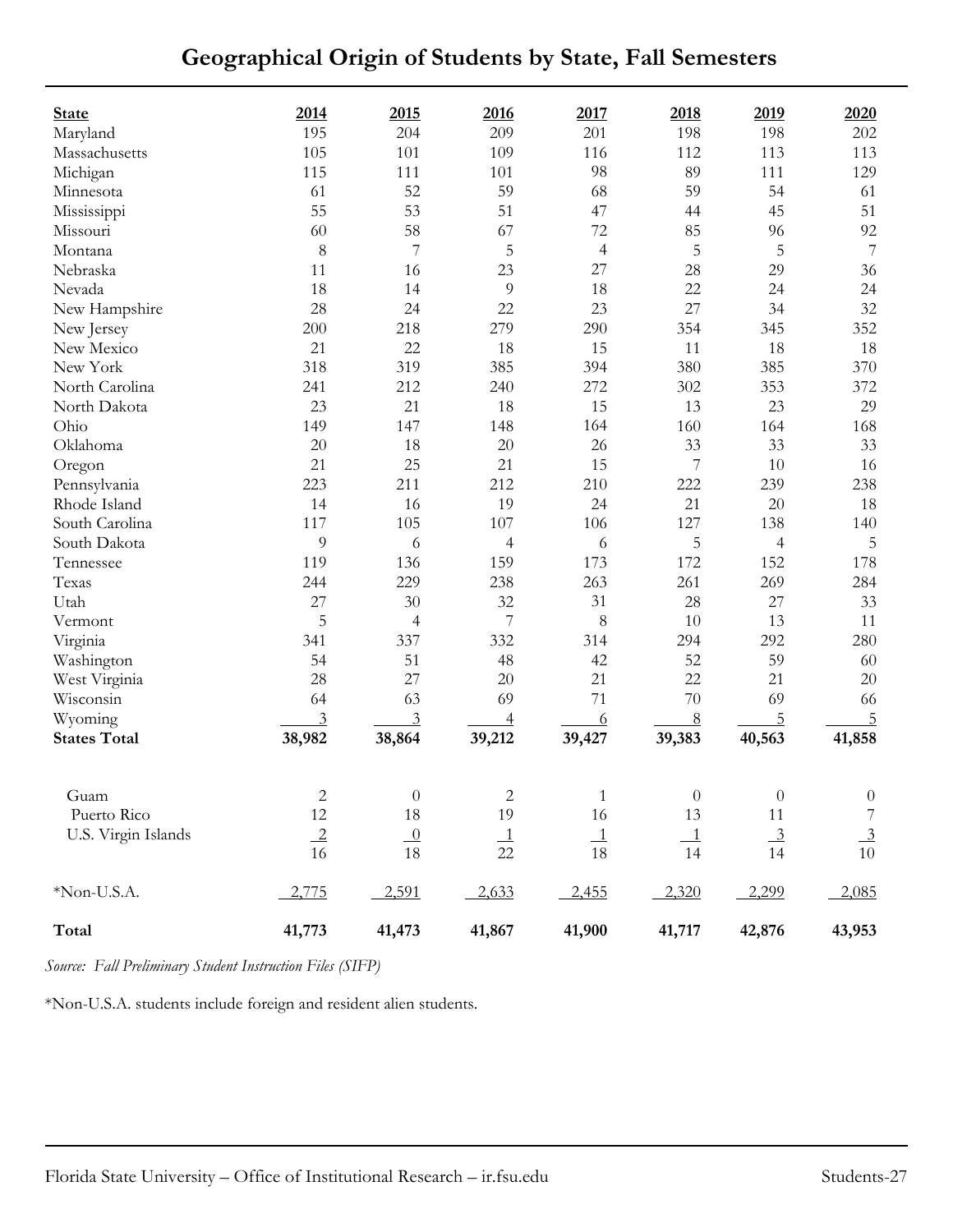## Geographical Origin of Students by State, Fall Semesters

| State | 2014 | 2015 | 2016 | 2017 | 2018 | 2019 | 2020 |
|---|---|---|---|---|---|---|---|
| Maryland | 195 | 204 | 209 | 201 | 198 | 198 | 202 |
| Massachusetts | 105 | 101 | 109 | 116 | 112 | 113 | 113 |
| Michigan | 115 | 111 | 101 | 98 | 89 | 111 | 129 |
| Minnesota | 61 | 52 | 59 | 68 | 59 | 54 | 61 |
| Mississippi | 55 | 53 | 51 | 47 | 44 | 45 | 51 |
| Missouri | 60 | 58 | 67 | 72 | 85 | 96 | 92 |
| Montana | 8 | 7 | 5 | 4 | 5 | 5 | 7 |
| Nebraska | 11 | 16 | 23 | 27 | 28 | 29 | 36 |
| Nevada | 18 | 14 | 9 | 18 | 22 | 24 | 24 |
| New Hampshire | 28 | 24 | 22 | 23 | 27 | 34 | 32 |
| New Jersey | 200 | 218 | 279 | 290 | 354 | 345 | 352 |
| New Mexico | 21 | 22 | 18 | 15 | 11 | 18 | 18 |
| New York | 318 | 319 | 385 | 394 | 380 | 385 | 370 |
| North Carolina | 241 | 212 | 240 | 272 | 302 | 353 | 372 |
| North Dakota | 23 | 21 | 18 | 15 | 13 | 23 | 29 |
| Ohio | 149 | 147 | 148 | 164 | 160 | 164 | 168 |
| Oklahoma | 20 | 18 | 20 | 26 | 33 | 33 | 33 |
| Oregon | 21 | 25 | 21 | 15 | 7 | 10 | 16 |
| Pennsylvania | 223 | 211 | 212 | 210 | 222 | 239 | 238 |
| Rhode Island | 14 | 16 | 19 | 24 | 21 | 20 | 18 |
| South Carolina | 117 | 105 | 107 | 106 | 127 | 138 | 140 |
| South Dakota | 9 | 6 | 4 | 6 | 5 | 4 | 5 |
| Tennessee | 119 | 136 | 159 | 173 | 172 | 152 | 178 |
| Texas | 244 | 229 | 238 | 263 | 261 | 269 | 284 |
| Utah | 27 | 30 | 32 | 31 | 28 | 27 | 33 |
| Vermont | 5 | 4 | 7 | 8 | 10 | 13 | 11 |
| Virginia | 341 | 337 | 332 | 314 | 294 | 292 | 280 |
| Washington | 54 | 51 | 48 | 42 | 52 | 59 | 60 |
| West Virginia | 28 | 27 | 20 | 21 | 22 | 21 | 20 |
| Wisconsin | 64 | 63 | 69 | 71 | 70 | 69 | 66 |
| Wyoming | 3 | 3 | 4 | 6 | 8 | 5 | 5 |
| **States Total** | **38,982** | **38,864** | **39,212** | **39,427** | **39,383** | **40,563** | **41,858** |
| | | | | | | | |
| Guam | 2 | 0 | 2 | 1 | 0 | 0 | 0 |
| Puerto Rico | 12 | 18 | 19 | 16 | 13 | 11 | 7 |
| U.S. Virgin Islands | 2 | 0 | 1 | 1 | 1 | 3 | 3 |
| | 16 | 18 | 22 | 18 | 14 | 14 | 10 |
| | | | | | | | |
| *Non-U.S.A. | 2,775 | 2,591 | 2,633 | 2,455 | 2,320 | 2,299 | 2,085 |
| | | | | | | | |
| **Total** | **41,773** | **41,473** | **41,867** | **41,900** | **41,717** | **42,876** | **43,953** |

*Source: Fall Preliminary Student Instruction Files (SIFP)*

*Non-U.S.A. students include foreign and resident alien students.